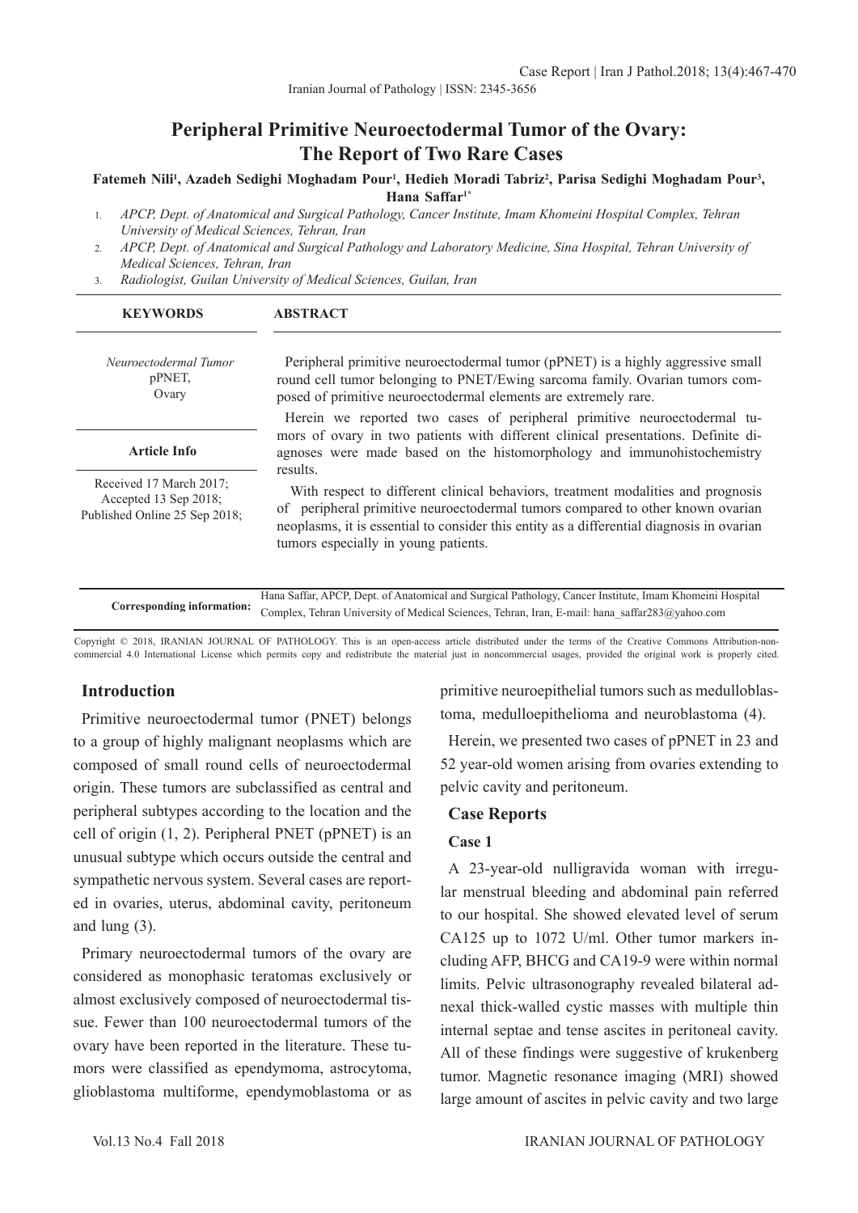# Peripheral Primitive Neuroectodermal Tumor of the Ovary: The Report of Two Rare Cases

**Fatemeh Nili[1], Azadeh Sedighi Moghadam Pour[1], Hedieh Moradi Tabriz[2], Parisa Sedighi Moghadam Pour[3], Hana Saffar[1*]**

1. *APCP, Dept. of Anatomical and Surgical Pathology, Cancer Institute, Imam Khomeini Hospital Complex, Tehran University of Medical Sciences, Tehran, Iran*
2. *APCP, Dept. of Anatomical and Surgical Pathology and Laboratory Medicine, Sina Hospital, Tehran University of Medical Sciences, Tehran, Iran*
3. *Radiologist, Guilan University of Medical Sciences, Guilan, Iran*

**KEYWORDS**

*Neuroectodermal Tumor*
pPNET,
Ovary

**Article Info**

Received 17 March 2017;
Accepted 13 Sep 2018;
Published Online 25 Sep 2018;

**ABSTRACT**

Peripheral primitive neuroectodermal tumor (pPNET) is a highly aggressive small round cell tumor belonging to PNET/Ewing sarcoma family. Ovarian tumors composed of primitive neuroectodermal elements are extremely rare.

Herein we reported two cases of peripheral primitive neuroectodermal tumors of ovary in two patients with different clinical presentations. Definite diagnoses were made based on the histomorphology and immunohistochemistry results.

With respect to different clinical behaviors, treatment modalities and prognosis of peripheral primitive neuroectodermal tumors compared to other known ovarian neoplasms, it is essential to consider this entity as a differential diagnosis in ovarian tumors especially in young patients.

**Corresponding information:** Hana Saffar, APCP, Dept. of Anatomical and Surgical Pathology, Cancer Institute, Imam Khomeini Hospital Complex, Tehran University of Medical Sciences, Tehran, Iran, E-mail: hana_saffar283@yahoo.com

Copyright © 2018, IRANIAN JOURNAL OF PATHOLOGY. This is an open-access article distributed under the terms of the Creative Commons Attribution-noncommercial 4.0 International License which permits copy and redistribute the material just in noncommercial usages, provided the original work is properly cited.

## Introduction

Primitive neuroectodermal tumor (PNET) belongs to a group of highly malignant neoplasms which are composed of small round cells of neuroectodermal origin. These tumors are subclassified as central and peripheral subtypes according to the location and the cell of origin (1, 2). Peripheral PNET (pPNET) is an unusual subtype which occurs outside the central and sympathetic nervous system. Several cases are reported in ovaries, uterus, abdominal cavity, peritoneum and lung (3).

Primary neuroectodermal tumors of the ovary are considered as monophasic teratomas exclusively or almost exclusively composed of neuroectodermal tissue. Fewer than 100 neuroectodermal tumors of the ovary have been reported in the literature. These tumors were classified as ependymoma, astrocytoma, glioblastoma multiforme, ependymoblastoma or as primitive neuroepithelial tumors such as medulloblastoma, medulloepithelioma and neuroblastoma (4).

Herein, we presented two cases of pPNET in 23 and 52 year-old women arising from ovaries extending to pelvic cavity and peritoneum.

## Case Reports

### Case 1

A 23-year-old nulligravida woman with irregular menstrual bleeding and abdominal pain referred to our hospital. She showed elevated level of serum CA125 up to 1072 U/ml. Other tumor markers including AFP, BHCG and CA19-9 were within normal limits. Pelvic ultrasonography revealed bilateral adnexal thick-walled cystic masses with multiple thin internal septae and tense ascites in peritoneal cavity. All of these findings were suggestive of krukenberg tumor. Magnetic resonance imaging (MRI) showed large amount of ascites in pelvic cavity and two large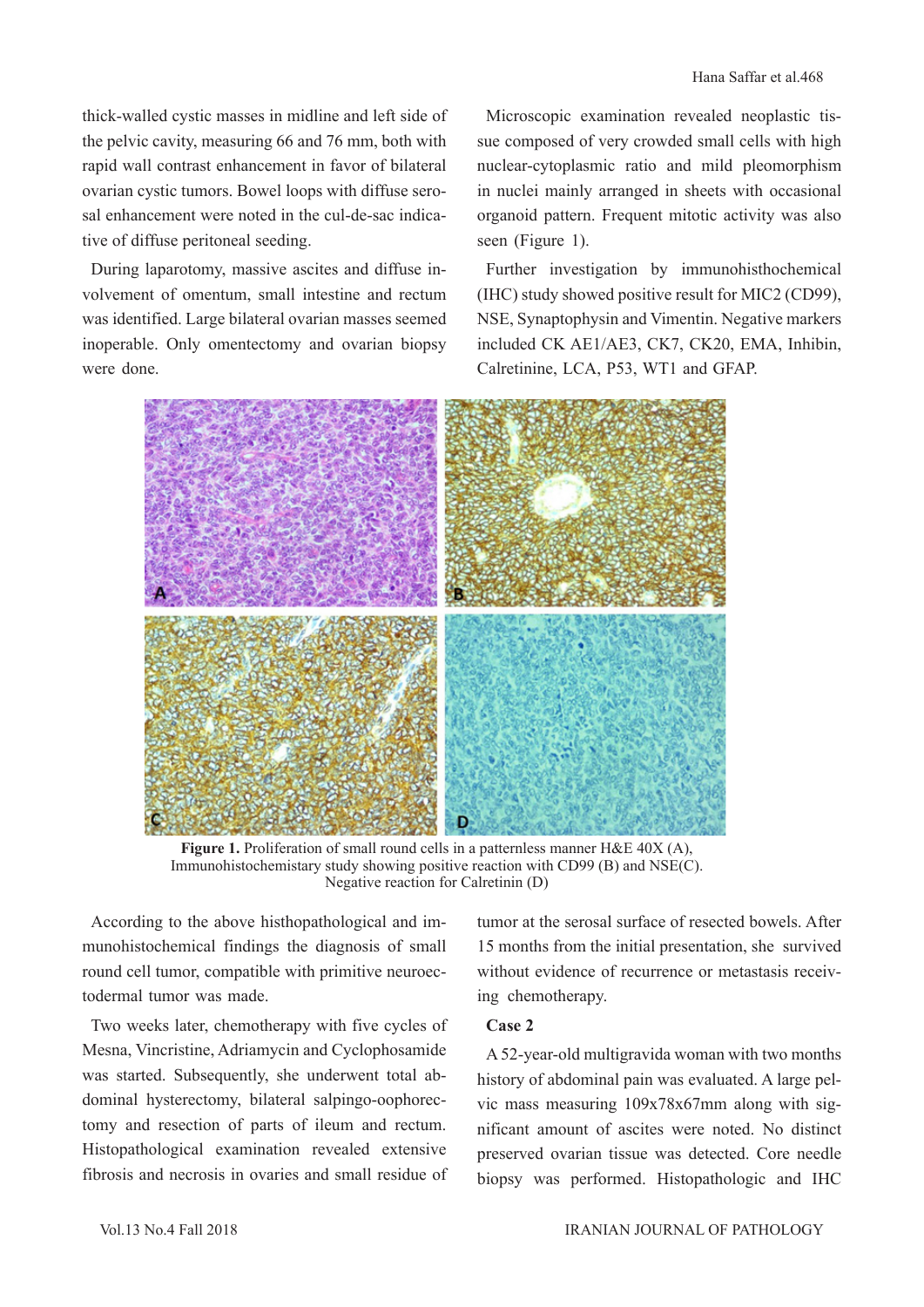thick-walled cystic masses in midline and left side of the pelvic cavity, measuring 66 and 76 mm, both with rapid wall contrast enhancement in favor of bilateral ovarian cystic tumors. Bowel loops with diffuse serosal enhancement were noted in the cul-de-sac indicative of diffuse peritoneal seeding.

During laparotomy, massive ascites and diffuse involvement of omentum, small intestine and rectum was identified. Large bilateral ovarian masses seemed inoperable. Only omentectomy and ovarian biopsy were done.

Microscopic examination revealed neoplastic tissue composed of very crowded small cells with high nuclear-cytoplasmic ratio and mild pleomorphism in nuclei mainly arranged in sheets with occasional organoid pattern. Frequent mitotic activity was also seen (Figure 1).

Further investigation by immunohisthochemical (IHC) study showed positive result for MIC2 (CD99), NSE, Synaptophysin and Vimentin. Negative markers included CK AE1/AE3, CK7, CK20, EMA, Inhibin, Calretinine, LCA, P53, WT1 and GFAP.

**Figure 1.** Proliferation of small round cells in a patternless manner H&E 40X (A), Immunohistochemistary study showing positive reaction with CD99 (B) and NSE(C). Negative reaction for Calretinin (D)

According to the above histhopathological and immunohistochemical findings the diagnosis of small round cell tumor, compatible with primitive neuroectodermal tumor was made.

Two weeks later, chemotherapy with five cycles of Mesna, Vincristine, Adriamycin and Cyclophosamide was started. Subsequently, she underwent total abdominal hysterectomy, bilateral salpingo-oophorectomy and resection of parts of ileum and rectum. Histopathological examination revealed extensive fibrosis and necrosis in ovaries and small residue of tumor at the serosal surface of resected bowels. After 15 months from the initial presentation, she survived without evidence of recurrence or metastasis receiving chemotherapy.

**Case 2**

A 52-year-old multigravida woman with two months history of abdominal pain was evaluated. A large pelvic mass measuring 109x78x67mm along with significant amount of ascites were noted. No distinct preserved ovarian tissue was detected. Core needle biopsy was performed. Histopathologic and IHC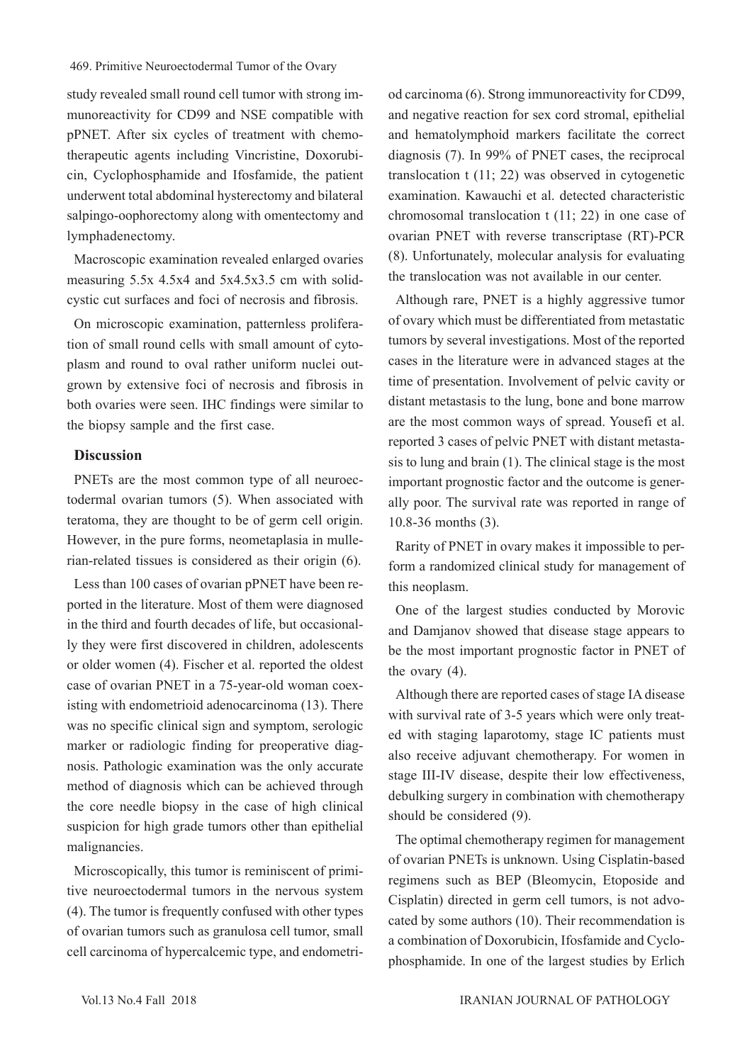study revealed small round cell tumor with strong immunoreactivity for CD99 and NSE compatible with pPNET. After six cycles of treatment with chemotherapeutic agents including Vincristine, Doxorubicin, Cyclophosphamide and Ifosfamide, the patient underwent total abdominal hysterectomy and bilateral salpingo-oophorectomy along with omentectomy and lymphadenectomy.

Macroscopic examination revealed enlarged ovaries measuring 5.5x 4.5x4 and 5x4.5x3.5 cm with solid-cystic cut surfaces and foci of necrosis and fibrosis.

On microscopic examination, patternless proliferation of small round cells with small amount of cytoplasm and round to oval rather uniform nuclei outgrown by extensive foci of necrosis and fibrosis in both ovaries were seen. IHC findings were similar to the biopsy sample and the first case.

## Discussion

PNETs are the most common type of all neuroectodermal ovarian tumors (5). When associated with teratoma, they are thought to be of germ cell origin. However, in the pure forms, neometaplasia in mullerian-related tissues is considered as their origin (6).

Less than 100 cases of ovarian pPNET have been reported in the literature. Most of them were diagnosed in the third and fourth decades of life, but occasionally they were first discovered in children, adolescents or older women (4). Fischer et al. reported the oldest case of ovarian PNET in a 75-year-old woman coexisting with endometrioid adenocarcinoma (13). There was no specific clinical sign and symptom, serologic marker or radiologic finding for preoperative diagnosis. Pathologic examination was the only accurate method of diagnosis which can be achieved through the core needle biopsy in the case of high clinical suspicion for high grade tumors other than epithelial malignancies.

Microscopically, this tumor is reminiscent of primitive neuroectodermal tumors in the nervous system (4). The tumor is frequently confused with other types of ovarian tumors such as granulosa cell tumor, small cell carcinoma of hypercalcemic type, and endometriod carcinoma (6). Strong immunoreactivity for CD99, and negative reaction for sex cord stromal, epithelial and hematolymphoid markers facilitate the correct diagnosis (7). In 99% of PNET cases, the reciprocal translocation t (11; 22) was observed in cytogenetic examination. Kawauchi et al. detected characteristic chromosomal translocation t (11; 22) in one case of ovarian PNET with reverse transcriptase (RT)-PCR (8). Unfortunately, molecular analysis for evaluating the translocation was not available in our center.

Although rare, PNET is a highly aggressive tumor of ovary which must be differentiated from metastatic tumors by several investigations. Most of the reported cases in the literature were in advanced stages at the time of presentation. Involvement of pelvic cavity or distant metastasis to the lung, bone and bone marrow are the most common ways of spread. Yousefi et al. reported 3 cases of pelvic PNET with distant metastasis to lung and brain (1). The clinical stage is the most important prognostic factor and the outcome is generally poor. The survival rate was reported in range of 10.8-36 months (3).

Rarity of PNET in ovary makes it impossible to perform a randomized clinical study for management of this neoplasm.

One of the largest studies conducted by Morovic and Damjanov showed that disease stage appears to be the most important prognostic factor in PNET of the ovary (4).

Although there are reported cases of stage IA disease with survival rate of 3-5 years which were only treated with staging laparotomy, stage IC patients must also receive adjuvant chemotherapy. For women in stage III-IV disease, despite their low effectiveness, debulking surgery in combination with chemotherapy should be considered (9).

The optimal chemotherapy regimen for management of ovarian PNETs is unknown. Using Cisplatin-based regimens such as BEP (Bleomycin, Etoposide and Cisplatin) directed in germ cell tumors, is not advocated by some authors (10). Their recommendation is a combination of Doxorubicin, Ifosfamide and Cyclophosphamide. In one of the largest studies by Erlich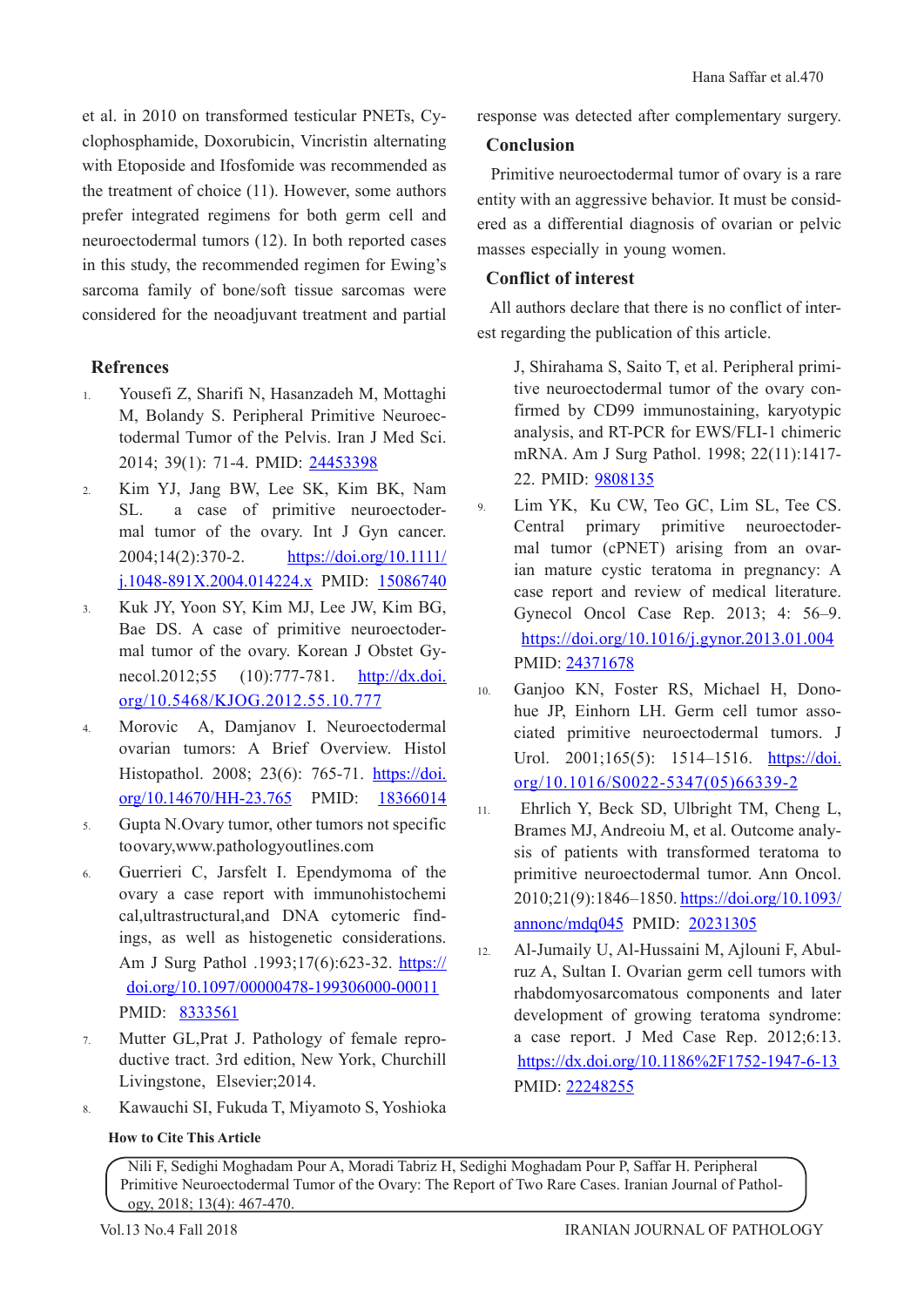et al. in 2010 on transformed testicular PNETs, Cyclophosphamide, Doxorubicin, Vincristin alternating with Etoposide and Ifosfomide was recommended as the treatment of choice (11). However, some authors prefer integrated regimens for both germ cell and neuroectodermal tumors (12). In both reported cases in this study, the recommended regimen for Ewing's sarcoma family of bone/soft tissue sarcomas were considered for the neoadjuvant treatment and partial response was detected after complementary surgery.

## Conclusion

Primitive neuroectodermal tumor of ovary is a rare entity with an aggressive behavior. It must be considered as a differential diagnosis of ovarian or pelvic masses especially in young women.

## Conflict of interest

All authors declare that there is no conflict of interest regarding the publication of this article.

## Refrences

1. Yousefi Z, Sharifi N, Hasanzadeh M, Mottaghi M, Bolandy S. Peripheral Primitive Neuroectodermal Tumor of the Pelvis. Iran J Med Sci. 2014; 39(1): 71-4. PMID: 24453398
2. Kim YJ, Jang BW, Lee SK, Kim BK, Nam SL. a case of primitive neuroectodermal tumor of the ovary. Int J Gyn cancer. 2004;14(2):370-2. https://doi.org/10.1111/j.1048-891X.2004.014224.x PMID: 15086740
3. Kuk JY, Yoon SY, Kim MJ, Lee JW, Kim BG, Bae DS. A case of primitive neuroectodermal tumor of the ovary. Korean J Obstet Gynecol.2012;55 (10):777-781. http://dx.doi.org/10.5468/KJOG.2012.55.10.777
4. Morovic A, Damjanov I. Neuroectodermal ovarian tumors: A Brief Overview. Histol Histopathol. 2008; 23(6): 765-71. https://doi.org/10.14670/HH-23.765 PMID: 18366014
5. Gupta N.Ovary tumor, other tumors not specific toovary,www.pathologyoutlines.com
6. Guerrieri C, Jarsfelt I. Ependymoma of the ovary a case report with immunohistochemical,ultrastructural,and DNA cytomeric findings, as well as histogenetic considerations. Am J Surg Pathol .1993;17(6):623-32. https://doi.org/10.1097/00000478-199306000-00011 PMID: 8333561
7. Mutter GL,Prat J. Pathology of female reproductive tract. 3rd edition, New York, Churchill Livingstone, Elsevier;2014.
8. Kawauchi SI, Fukuda T, Miyamoto S, Yoshioka J, Shirahama S, Saito T, et al. Peripheral primitive neuroectodermal tumor of the ovary confirmed by CD99 immunostaining, karyotypic analysis, and RT-PCR for EWS/FLI-1 chimeric mRNA. Am J Surg Pathol. 1998; 22(11):1417-22. PMID: 9808135
9. Lim YK, Ku CW, Teo GC, Lim SL, Tee CS. Central primary primitive neuroectodermal tumor (cPNET) arising from an ovarian mature cystic teratoma in pregnancy: A case report and review of medical literature. Gynecol Oncol Case Rep. 2013; 4: 56–9. https://doi.org/10.1016/j.gynor.2013.01.004 PMID: 24371678
10. Ganjoo KN, Foster RS, Michael H, Donohue JP, Einhorn LH. Germ cell tumor associated primitive neuroectodermal tumors. J Urol. 2001;165(5): 1514–1516. https://doi.org/10.1016/S0022-5347(05)66339-2
11. Ehrlich Y, Beck SD, Ulbright TM, Cheng L, Brames MJ, Andreoiu M, et al. Outcome analysis of patients with transformed teratoma to primitive neuroectodermal tumor. Ann Oncol. 2010;21(9):1846–1850. https://doi.org/10.1093/annonc/mdq045 PMID: 20231305
12. Al-Jumaily U, Al-Hussaini M, Ajlouni F, Abulruz A, Sultan I. Ovarian germ cell tumors with rhabdomyosarcomatous components and later development of growing teratoma syndrome: a case report. J Med Case Rep. 2012;6:13. https://dx.doi.org/10.1186%2F1752-1947-6-13 PMID: 22248255

**How to Cite This Article**

Nili F, Sedighi Moghadam Pour A, Moradi Tabriz H, Sedighi Moghadam Pour P, Saffar H. Peripheral Primitive Neuroectodermal Tumor of the Ovary: The Report of Two Rare Cases. Iranian Journal of Pathology, 2018; 13(4): 467-470.